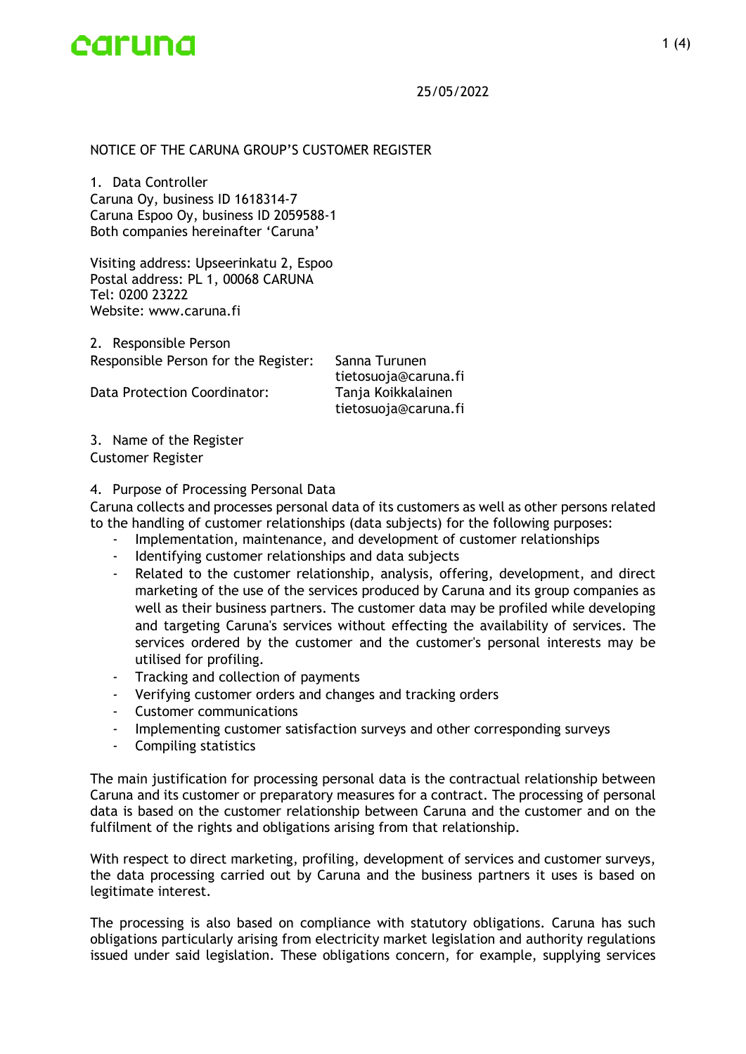caruna

25/05/2022

# NOTICE OF THE CARUNA GROUP'S CUSTOMER REGISTER

## 1. Data Controller

Caruna Oy, business ID 1618314-7
Caruna Espoo Oy, business ID 2059588-1
Both companies hereinafter 'Caruna'

Visiting address: Upseerinkatu 2, Espoo
Postal address: PL 1, 00068 CARUNA
Tel: 0200 23222
Website: www.caruna.fi

## 2. Responsible Person

| | |
|---|---|
| Responsible Person for the Register: | Sanna Turunen<br>tietosuoja@caruna.fi |
| Data Protection Coordinator: | Tanja Koikkalainen<br>tietosuoja@caruna.fi |

## 3. Name of the Register

Customer Register

## 4. Purpose of Processing Personal Data

Caruna collects and processes personal data of its customers as well as other persons related to the handling of customer relationships (data subjects) for the following purposes:

- Implementation, maintenance, and development of customer relationships
- Identifying customer relationships and data subjects
- Related to the customer relationship, analysis, offering, development, and direct marketing of the use of the services produced by Caruna and its group companies as well as their business partners. The customer data may be profiled while developing and targeting Caruna's services without effecting the availability of services. The services ordered by the customer and the customer's personal interests may be utilised for profiling.
- Tracking and collection of payments
- Verifying customer orders and changes and tracking orders
- Customer communications
- Implementing customer satisfaction surveys and other corresponding surveys
- Compiling statistics

The main justification for processing personal data is the contractual relationship between Caruna and its customer or preparatory measures for a contract. The processing of personal data is based on the customer relationship between Caruna and the customer and on the fulfilment of the rights and obligations arising from that relationship.

With respect to direct marketing, profiling, development of services and customer surveys, the data processing carried out by Caruna and the business partners it uses is based on legitimate interest.

The processing is also based on compliance with statutory obligations. Caruna has such obligations particularly arising from electricity market legislation and authority regulations issued under said legislation. These obligations concern, for example, supplying services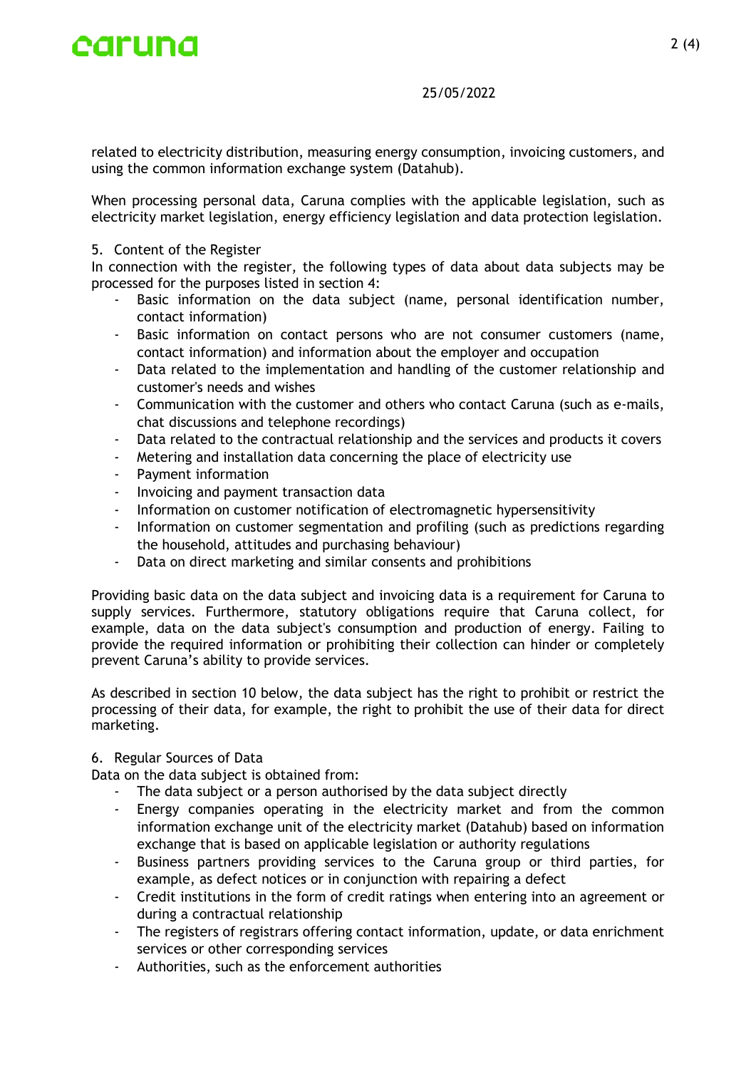related to electricity distribution, measuring energy consumption, invoicing customers, and using the common information exchange system (Datahub).

When processing personal data, Caruna complies with the applicable legislation, such as electricity market legislation, energy efficiency legislation and data protection legislation.

5. Content of the Register

In connection with the register, the following types of data about data subjects may be processed for the purposes listed in section 4:

- Basic information on the data subject (name, personal identification number, contact information)
- Basic information on contact persons who are not consumer customers (name, contact information) and information about the employer and occupation
- Data related to the implementation and handling of the customer relationship and customer's needs and wishes
- Communication with the customer and others who contact Caruna (such as e-mails, chat discussions and telephone recordings)
- Data related to the contractual relationship and the services and products it covers
- Metering and installation data concerning the place of electricity use
- Payment information
- Invoicing and payment transaction data
- Information on customer notification of electromagnetic hypersensitivity
- Information on customer segmentation and profiling (such as predictions regarding the household, attitudes and purchasing behaviour)
- Data on direct marketing and similar consents and prohibitions

Providing basic data on the data subject and invoicing data is a requirement for Caruna to supply services. Furthermore, statutory obligations require that Caruna collect, for example, data on the data subject's consumption and production of energy. Failing to provide the required information or prohibiting their collection can hinder or completely prevent Caruna's ability to provide services.

As described in section 10 below, the data subject has the right to prohibit or restrict the processing of their data, for example, the right to prohibit the use of their data for direct marketing.

6. Regular Sources of Data

Data on the data subject is obtained from:

- The data subject or a person authorised by the data subject directly
- Energy companies operating in the electricity market and from the common information exchange unit of the electricity market (Datahub) based on information exchange that is based on applicable legislation or authority regulations
- Business partners providing services to the Caruna group or third parties, for example, as defect notices or in conjunction with repairing a defect
- Credit institutions in the form of credit ratings when entering into an agreement or during a contractual relationship
- The registers of registrars offering contact information, update, or data enrichment services or other corresponding services
- Authorities, such as the enforcement authorities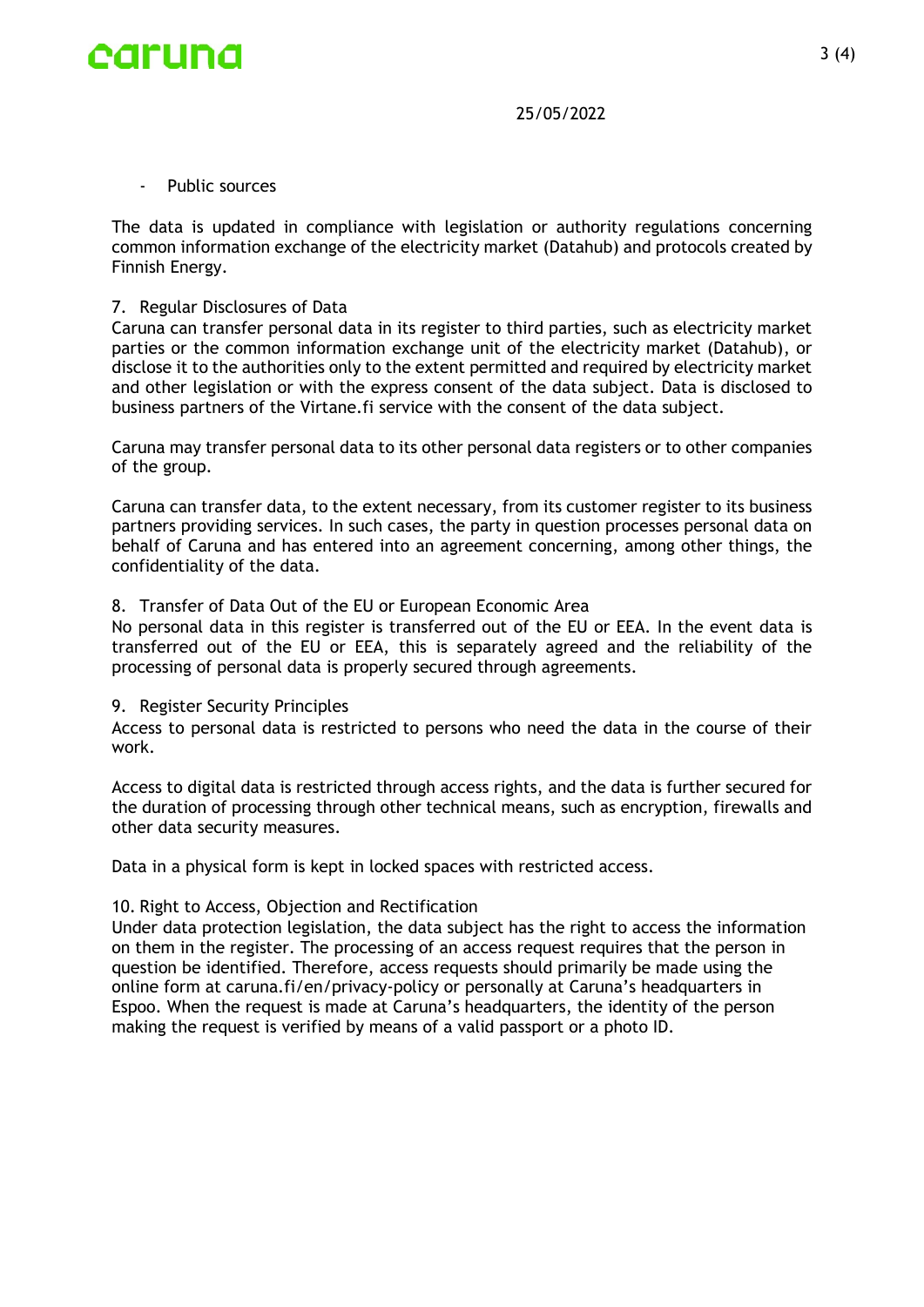- Public sources

The data is updated in compliance with legislation or authority regulations concerning common information exchange of the electricity market (Datahub) and protocols created by Finnish Energy.

## 7. Regular Disclosures of Data

Caruna can transfer personal data in its register to third parties, such as electricity market parties or the common information exchange unit of the electricity market (Datahub), or disclose it to the authorities only to the extent permitted and required by electricity market and other legislation or with the express consent of the data subject. Data is disclosed to business partners of the Virtane.fi service with the consent of the data subject.

Caruna may transfer personal data to its other personal data registers or to other companies of the group.

Caruna can transfer data, to the extent necessary, from its customer register to its business partners providing services. In such cases, the party in question processes personal data on behalf of Caruna and has entered into an agreement concerning, among other things, the confidentiality of the data.

## 8. Transfer of Data Out of the EU or European Economic Area

No personal data in this register is transferred out of the EU or EEA. In the event data is transferred out of the EU or EEA, this is separately agreed and the reliability of the processing of personal data is properly secured through agreements.

## 9. Register Security Principles

Access to personal data is restricted to persons who need the data in the course of their work.

Access to digital data is restricted through access rights, and the data is further secured for the duration of processing through other technical means, such as encryption, firewalls and other data security measures.

Data in a physical form is kept in locked spaces with restricted access.

## 10. Right to Access, Objection and Rectification

Under data protection legislation, the data subject has the right to access the information on them in the register. The processing of an access request requires that the person in question be identified. Therefore, access requests should primarily be made using the online form at caruna.fi/en/privacy-policy or personally at Caruna's headquarters in Espoo. When the request is made at Caruna's headquarters, the identity of the person making the request is verified by means of a valid passport or a photo ID.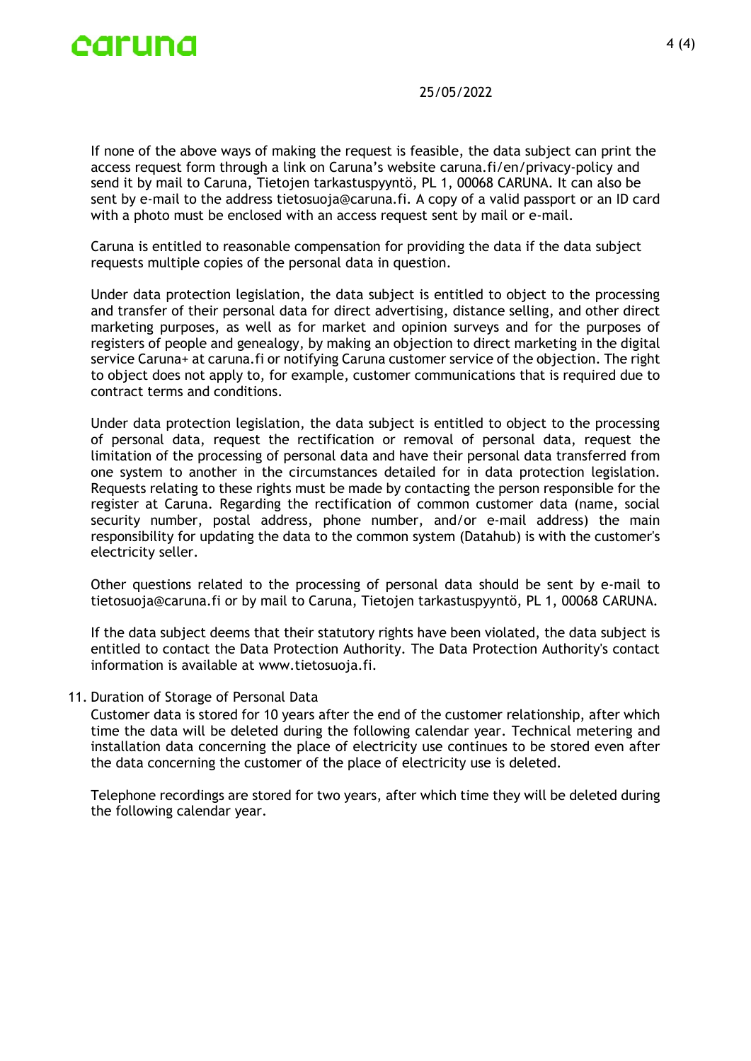If none of the above ways of making the request is feasible, the data subject can print the access request form through a link on Caruna's website caruna.fi/en/privacy-policy and send it by mail to Caruna, Tietojen tarkastuspyyntö, PL 1, 00068 CARUNA. It can also be sent by e-mail to the address tietosuoja@caruna.fi. A copy of a valid passport or an ID card with a photo must be enclosed with an access request sent by mail or e-mail.

Caruna is entitled to reasonable compensation for providing the data if the data subject requests multiple copies of the personal data in question.

Under data protection legislation, the data subject is entitled to object to the processing and transfer of their personal data for direct advertising, distance selling, and other direct marketing purposes, as well as for market and opinion surveys and for the purposes of registers of people and genealogy, by making an objection to direct marketing in the digital service Caruna+ at caruna.fi or notifying Caruna customer service of the objection. The right to object does not apply to, for example, customer communications that is required due to contract terms and conditions.

Under data protection legislation, the data subject is entitled to object to the processing of personal data, request the rectification or removal of personal data, request the limitation of the processing of personal data and have their personal data transferred from one system to another in the circumstances detailed for in data protection legislation. Requests relating to these rights must be made by contacting the person responsible for the register at Caruna. Regarding the rectification of common customer data (name, social security number, postal address, phone number, and/or e-mail address) the main responsibility for updating the data to the common system (Datahub) is with the customer's electricity seller.

Other questions related to the processing of personal data should be sent by e-mail to tietosuoja@caruna.fi or by mail to Caruna, Tietojen tarkastuspyyntö, PL 1, 00068 CARUNA.

If the data subject deems that their statutory rights have been violated, the data subject is entitled to contact the Data Protection Authority. The Data Protection Authority's contact information is available at www.tietosuoja.fi.

## 11. Duration of Storage of Personal Data

Customer data is stored for 10 years after the end of the customer relationship, after which time the data will be deleted during the following calendar year. Technical metering and installation data concerning the place of electricity use continues to be stored even after the data concerning the customer of the place of electricity use is deleted.

Telephone recordings are stored for two years, after which time they will be deleted during the following calendar year.